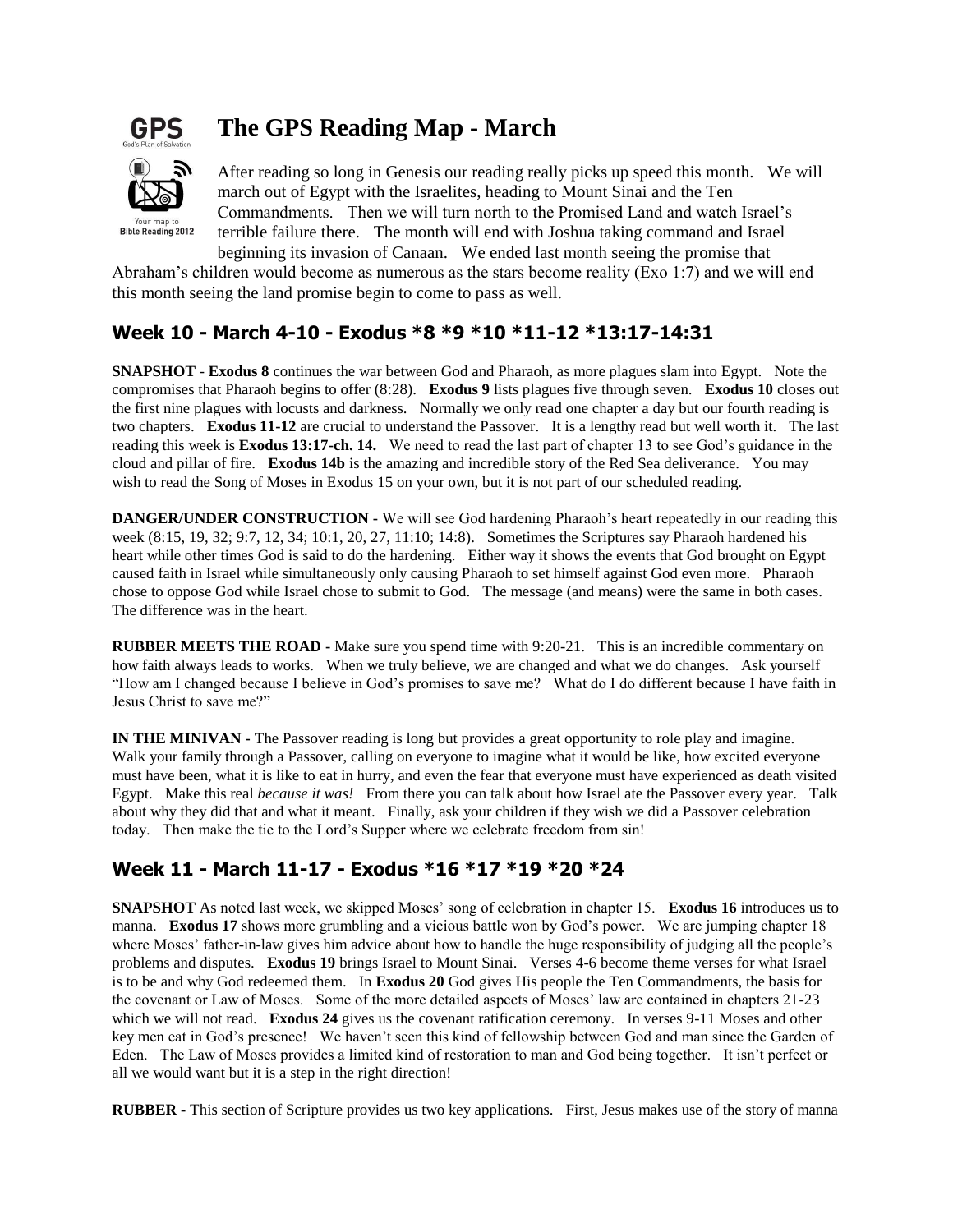# The GPS Reading Map - March

After reading so long in Genesis our reading really picks up speed this month. We will march out of Egypt with the Israelites, heading to Mount Sinai and the Ten Commandments. Then we will turn north to the Promised Land and watch Israel's terrible failure there. The month will end with Joshua taking command and Israel beginning its invasion of Canaan. We ended last month seeing the promise that Abraham's children would become as numerous as the stars become reality (Exo 1:7) and we will end this month seeing the land promise begin to come to pass as well.

## Week 10 - March 4-10 - Exodus *8 *9 *10 *11-12 *13:17-14:31

**SNAPSHOT** - **Exodus 8** continues the war between God and Pharaoh, as more plagues slam into Egypt. Note the compromises that Pharaoh begins to offer (8:28). **Exodus 9** lists plagues five through seven. **Exodus 10** closes out the first nine plagues with locusts and darkness. Normally we only read one chapter a day but our fourth reading is two chapters. **Exodus 11-12** are crucial to understand the Passover. It is a lengthy read but well worth it. The last reading this week is **Exodus 13:17-ch. 14.** We need to read the last part of chapter 13 to see God's guidance in the cloud and pillar of fire. **Exodus 14b** is the amazing and incredible story of the Red Sea deliverance. You may wish to read the Song of Moses in Exodus 15 on your own, but it is not part of our scheduled reading.

**DANGER/UNDER CONSTRUCTION** - We will see God hardening Pharaoh's heart repeatedly in our reading this week (8:15, 19, 32; 9:7, 12, 34; 10:1, 20, 27, 11:10; 14:8). Sometimes the Scriptures say Pharaoh hardened his heart while other times God is said to do the hardening. Either way it shows the events that God brought on Egypt caused faith in Israel while simultaneously only causing Pharaoh to set himself against God even more. Pharaoh chose to oppose God while Israel chose to submit to God. The message (and means) were the same in both cases. The difference was in the heart.

**RUBBER MEETS THE ROAD** - Make sure you spend time with 9:20-21. This is an incredible commentary on how faith always leads to works. When we truly believe, we are changed and what we do changes. Ask yourself "How am I changed because I believe in God's promises to save me? What do I do different because I have faith in Jesus Christ to save me?"

**IN THE MINIVAN** - The Passover reading is long but provides a great opportunity to role play and imagine. Walk your family through a Passover, calling on everyone to imagine what it would be like, how excited everyone must have been, what it is like to eat in hurry, and even the fear that everyone must have experienced as death visited Egypt. Make this real *because it was!* From there you can talk about how Israel ate the Passover every year. Talk about why they did that and what it meant. Finally, ask your children if they wish we did a Passover celebration today. Then make the tie to the Lord's Supper where we celebrate freedom from sin!

## Week 11 - March 11-17 - Exodus *16 *17 *19 *20 *24

**SNAPSHOT** As noted last week, we skipped Moses' song of celebration in chapter 15. **Exodus 16** introduces us to manna. **Exodus 17** shows more grumbling and a vicious battle won by God's power. We are jumping chapter 18 where Moses' father-in-law gives him advice about how to handle the huge responsibility of judging all the people's problems and disputes. **Exodus 19** brings Israel to Mount Sinai. Verses 4-6 become theme verses for what Israel is to be and why God redeemed them. In **Exodus 20** God gives His people the Ten Commandments, the basis for the covenant or Law of Moses. Some of the more detailed aspects of Moses' law are contained in chapters 21-23 which we will not read. **Exodus 24** gives us the covenant ratification ceremony. In verses 9-11 Moses and other key men eat in God's presence! We haven't seen this kind of fellowship between God and man since the Garden of Eden. The Law of Moses provides a limited kind of restoration to man and God being together. It isn't perfect or all we would want but it is a step in the right direction!

**RUBBER** - This section of Scripture provides us two key applications. First, Jesus makes use of the story of manna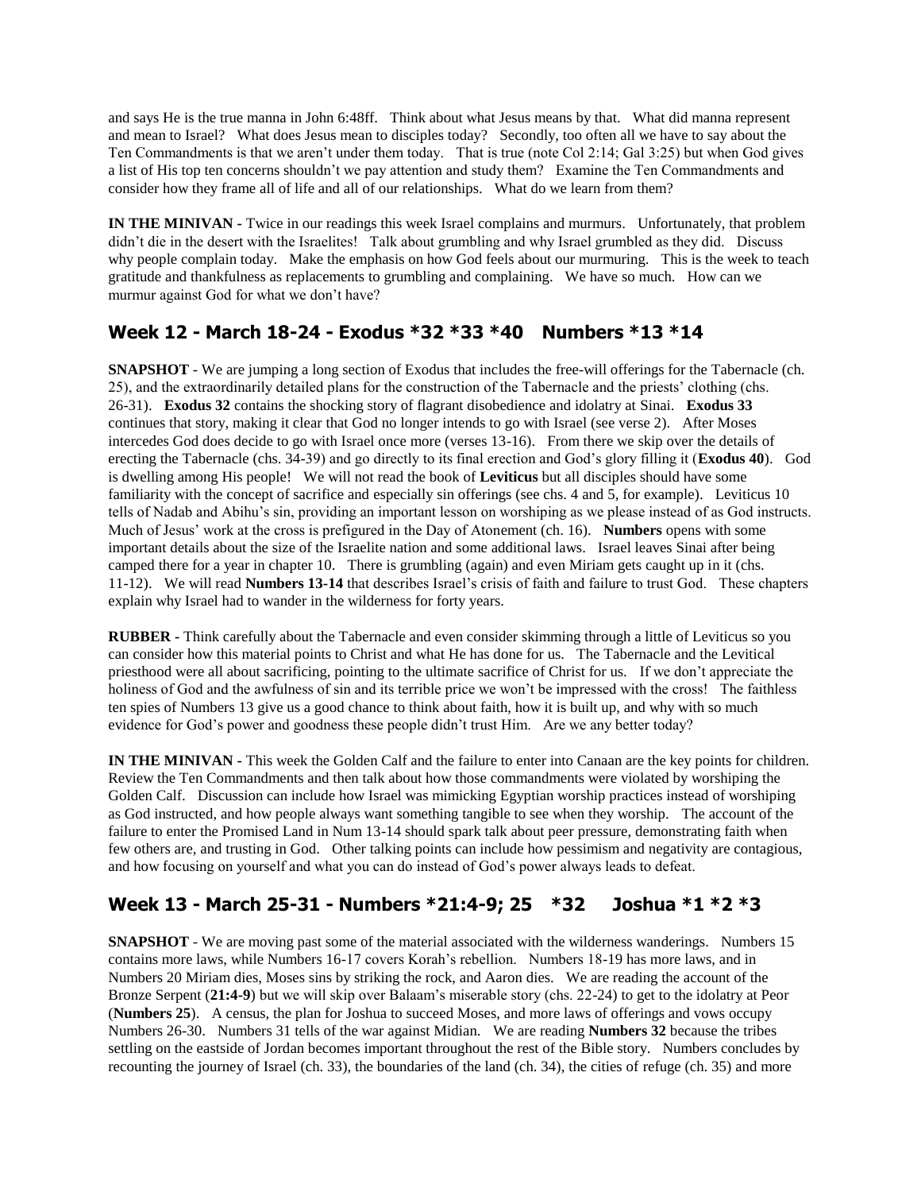and says He is the true manna in John 6:48ff. Think about what Jesus means by that. What did manna represent and mean to Israel? What does Jesus mean to disciples today? Secondly, too often all we have to say about the Ten Commandments is that we aren't under them today. That is true (note Col 2:14; Gal 3:25) but when God gives a list of His top ten concerns shouldn't we pay attention and study them? Examine the Ten Commandments and consider how they frame all of life and all of our relationships. What do we learn from them?

**IN THE MINIVAN -** Twice in our readings this week Israel complains and murmurs. Unfortunately, that problem didn't die in the desert with the Israelites! Talk about grumbling and why Israel grumbled as they did. Discuss why people complain today. Make the emphasis on how God feels about our murmuring. This is the week to teach gratitude and thankfulness as replacements to grumbling and complaining. We have so much. How can we murmur against God for what we don't have?

## Week 12 - March 18-24 - Exodus *32 *33 *40 Numbers *13 *14

**SNAPSHOT** - We are jumping a long section of Exodus that includes the free-will offerings for the Tabernacle (ch. 25), and the extraordinarily detailed plans for the construction of the Tabernacle and the priests' clothing (chs. 26-31). **Exodus 32** contains the shocking story of flagrant disobedience and idolatry at Sinai. **Exodus 33** continues that story, making it clear that God no longer intends to go with Israel (see verse 2). After Moses intercedes God does decide to go with Israel once more (verses 13-16). From there we skip over the details of erecting the Tabernacle (chs. 34-39) and go directly to its final erection and God's glory filling it (**Exodus 40**). God is dwelling among His people! We will not read the book of **Leviticus** but all disciples should have some familiarity with the concept of sacrifice and especially sin offerings (see chs. 4 and 5, for example). Leviticus 10 tells of Nadab and Abihu's sin, providing an important lesson on worshiping as we please instead of as God instructs. Much of Jesus' work at the cross is prefigured in the Day of Atonement (ch. 16). **Numbers** opens with some important details about the size of the Israelite nation and some additional laws. Israel leaves Sinai after being camped there for a year in chapter 10. There is grumbling (again) and even Miriam gets caught up in it (chs. 11-12). We will read **Numbers 13-14** that describes Israel's crisis of faith and failure to trust God. These chapters explain why Israel had to wander in the wilderness for forty years.

**RUBBER -** Think carefully about the Tabernacle and even consider skimming through a little of Leviticus so you can consider how this material points to Christ and what He has done for us. The Tabernacle and the Levitical priesthood were all about sacrificing, pointing to the ultimate sacrifice of Christ for us. If we don't appreciate the holiness of God and the awfulness of sin and its terrible price we won't be impressed with the cross! The faithless ten spies of Numbers 13 give us a good chance to think about faith, how it is built up, and why with so much evidence for God's power and goodness these people didn't trust Him. Are we any better today?

**IN THE MINIVAN -** This week the Golden Calf and the failure to enter into Canaan are the key points for children. Review the Ten Commandments and then talk about how those commandments were violated by worshiping the Golden Calf. Discussion can include how Israel was mimicking Egyptian worship practices instead of worshiping as God instructed, and how people always want something tangible to see when they worship. The account of the failure to enter the Promised Land in Num 13-14 should spark talk about peer pressure, demonstrating faith when few others are, and trusting in God. Other talking points can include how pessimism and negativity are contagious, and how focusing on yourself and what you can do instead of God's power always leads to defeat.

## Week 13 - March 25-31 - Numbers *21:4-9; 25 *32 Joshua *1 *2 *3

**SNAPSHOT** - We are moving past some of the material associated with the wilderness wanderings. Numbers 15 contains more laws, while Numbers 16-17 covers Korah's rebellion. Numbers 18-19 has more laws, and in Numbers 20 Miriam dies, Moses sins by striking the rock, and Aaron dies. We are reading the account of the Bronze Serpent (**21:4-9**) but we will skip over Balaam's miserable story (chs. 22-24) to get to the idolatry at Peor (**Numbers 25**). A census, the plan for Joshua to succeed Moses, and more laws of offerings and vows occupy Numbers 26-30. Numbers 31 tells of the war against Midian. We are reading **Numbers 32** because the tribes settling on the eastside of Jordan becomes important throughout the rest of the Bible story. Numbers concludes by recounting the journey of Israel (ch. 33), the boundaries of the land (ch. 34), the cities of refuge (ch. 35) and more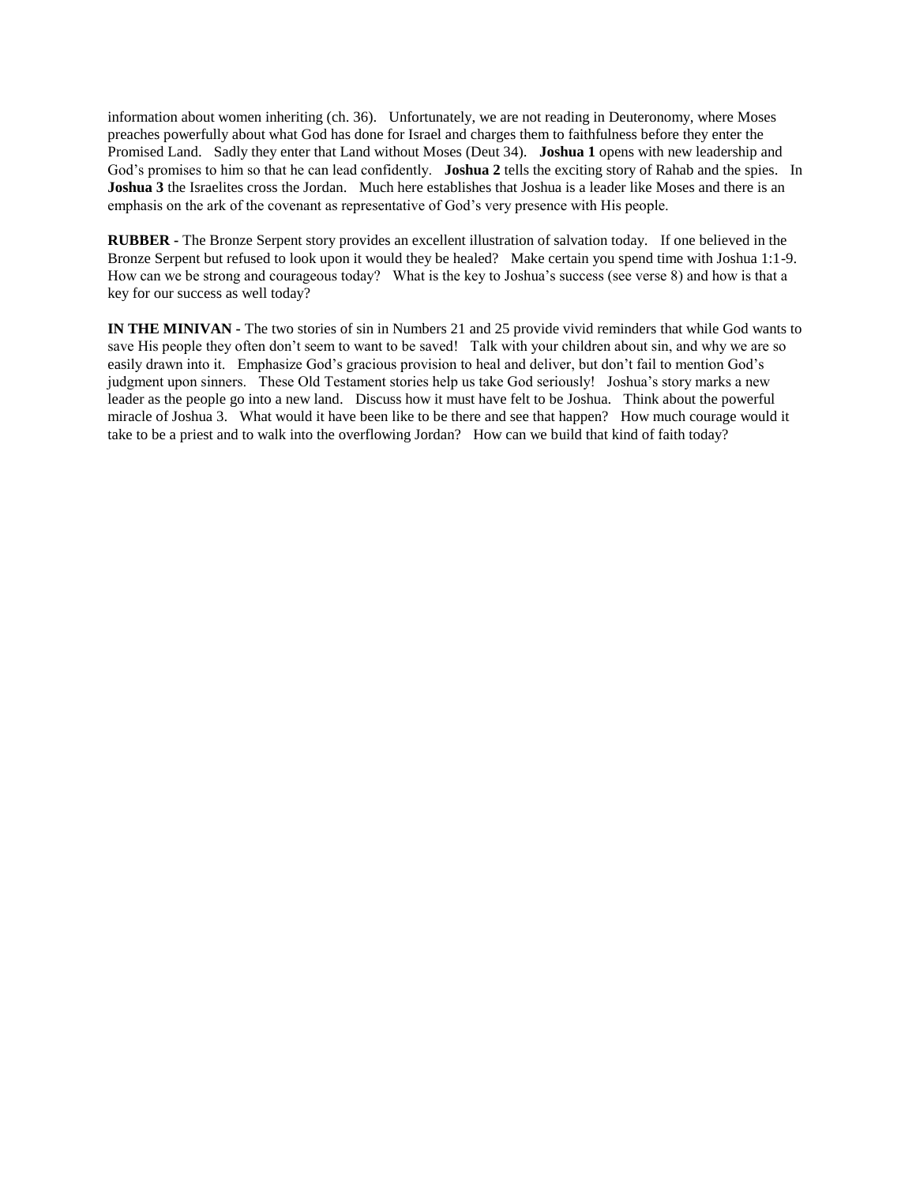information about women inheriting (ch. 36). Unfortunately, we are not reading in Deuteronomy, where Moses preaches powerfully about what God has done for Israel and charges them to faithfulness before they enter the Promised Land. Sadly they enter that Land without Moses (Deut 34). **Joshua 1** opens with new leadership and God's promises to him so that he can lead confidently. **Joshua 2** tells the exciting story of Rahab and the spies. In **Joshua 3** the Israelites cross the Jordan. Much here establishes that Joshua is a leader like Moses and there is an emphasis on the ark of the covenant as representative of God's very presence with His people.

**RUBBER -** The Bronze Serpent story provides an excellent illustration of salvation today. If one believed in the Bronze Serpent but refused to look upon it would they be healed? Make certain you spend time with Joshua 1:1-9. How can we be strong and courageous today? What is the key to Joshua's success (see verse 8) and how is that a key for our success as well today?

**IN THE MINIVAN -** The two stories of sin in Numbers 21 and 25 provide vivid reminders that while God wants to save His people they often don't seem to want to be saved! Talk with your children about sin, and why we are so easily drawn into it. Emphasize God's gracious provision to heal and deliver, but don't fail to mention God's judgment upon sinners. These Old Testament stories help us take God seriously! Joshua's story marks a new leader as the people go into a new land. Discuss how it must have felt to be Joshua. Think about the powerful miracle of Joshua 3. What would it have been like to be there and see that happen? How much courage would it take to be a priest and to walk into the overflowing Jordan? How can we build that kind of faith today?